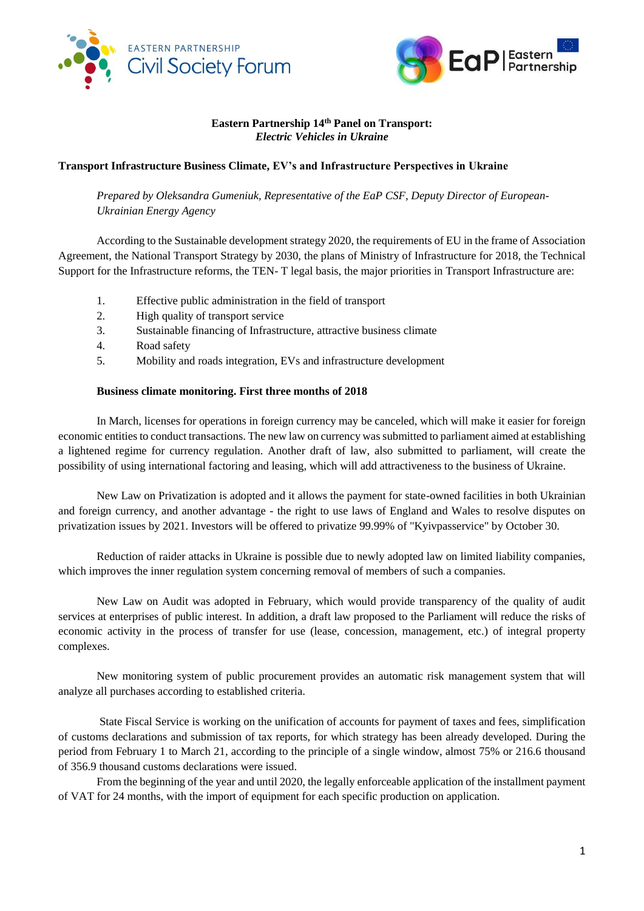# Eastern Partnership 14th Panel on Transport: *Electric Vehicles in Ukraine*

## Transport Infrastructure Business Climate, EV's and Infrastructure Perspectives in Ukraine

*Prepared by Oleksandra Gumeniuk, Representative of the EaP CSF, Deputy Director of European-Ukrainian Energy Agency*

According to the Sustainable development strategy 2020, the requirements of EU in the frame of Association Agreement, the National Transport Strategy by 2030, the plans of Ministry of Infrastructure for 2018, the Technical Support for the Infrastructure reforms, the TEN- T legal basis, the major priorities in Transport Infrastructure are:

1. Effective public administration in the field of transport
2. High quality of transport service
3. Sustainable financing of Infrastructure, attractive business climate
4. Road safety
5. Mobility and roads integration, EVs and infrastructure development

**Business climate monitoring. First three months of 2018**

In March, licenses for operations in foreign currency may be canceled, which will make it easier for foreign economic entities to conduct transactions. The new law on currency was submitted to parliament aimed at establishing a lightened regime for currency regulation. Another draft of law, also submitted to parliament, will create the possibility of using international factoring and leasing, which will add attractiveness to the business of Ukraine.

New Law on Privatization is adopted and it allows the payment for state-owned facilities in both Ukrainian and foreign currency, and another advantage - the right to use laws of England and Wales to resolve disputes on privatization issues by 2021. Investors will be offered to privatize 99.99% of "Kyivpasservice" by October 30.

Reduction of raider attacks in Ukraine is possible due to newly adopted law on limited liability companies, which improves the inner regulation system concerning removal of members of such a companies.

New Law on Audit was adopted in February, which would provide transparency of the quality of audit services at enterprises of public interest. In addition, a draft law proposed to the Parliament will reduce the risks of economic activity in the process of transfer for use (lease, concession, management, etc.) of integral property complexes.

New monitoring system of public procurement provides an automatic risk management system that will analyze all purchases according to established criteria.

State Fiscal Service is working on the unification of accounts for payment of taxes and fees, simplification of customs declarations and submission of tax reports, for which strategy has been already developed. During the period from February 1 to March 21, according to the principle of a single window, almost 75% or 216.6 thousand of 356.9 thousand customs declarations were issued.

From the beginning of the year and until 2020, the legally enforceable application of the installment payment of VAT for 24 months, with the import of equipment for each specific production on application.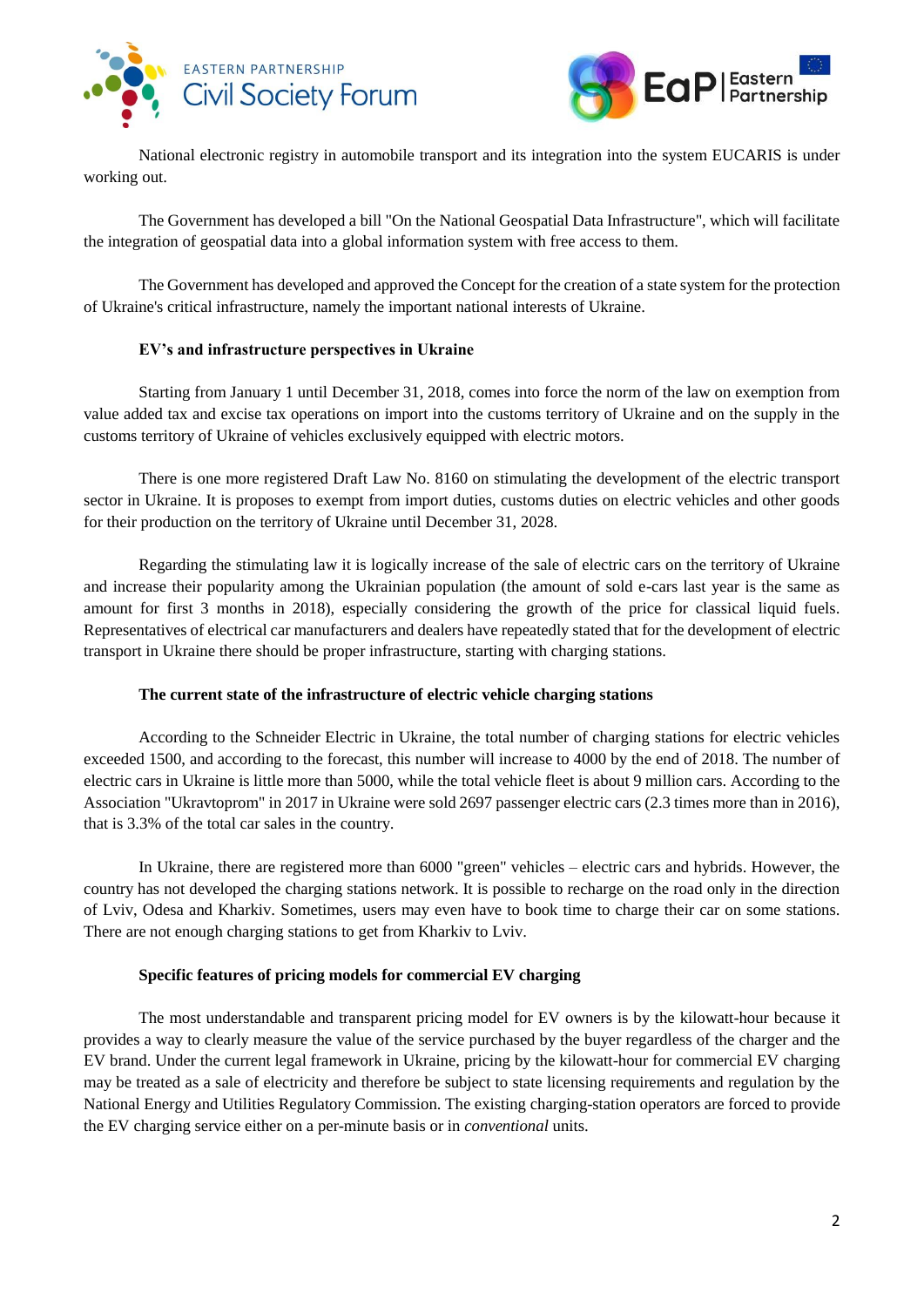National electronic registry in automobile transport and its integration into the system EUCARIS is under working out.

The Government has developed a bill "On the National Geospatial Data Infrastructure", which will facilitate the integration of geospatial data into a global information system with free access to them.

The Government has developed and approved the Concept for the creation of a state system for the protection of Ukraine's critical infrastructure, namely the important national interests of Ukraine.

**EV's and infrastructure perspectives in Ukraine**

Starting from January 1 until December 31, 2018, comes into force the norm of the law on exemption from value added tax and excise tax operations on import into the customs territory of Ukraine and on the supply in the customs territory of Ukraine of vehicles exclusively equipped with electric motors.

There is one more registered Draft Law No. 8160 on stimulating the development of the electric transport sector in Ukraine. It is proposes to exempt from import duties, customs duties on electric vehicles and other goods for their production on the territory of Ukraine until December 31, 2028.

Regarding the stimulating law it is logically increase of the sale of electric cars on the territory of Ukraine and increase their popularity among the Ukrainian population (the amount of sold e-cars last year is the same as amount for first 3 months in 2018), especially considering the growth of the price for classical liquid fuels. Representatives of electrical car manufacturers and dealers have repeatedly stated that for the development of electric transport in Ukraine there should be proper infrastructure, starting with charging stations.

**The current state of the infrastructure of electric vehicle charging stations**

According to the Schneider Electric in Ukraine, the total number of charging stations for electric vehicles exceeded 1500, and according to the forecast, this number will increase to 4000 by the end of 2018. The number of electric cars in Ukraine is little more than 5000, while the total vehicle fleet is about 9 million cars. According to the Association "Ukravtoprom" in 2017 in Ukraine were sold 2697 passenger electric cars (2.3 times more than in 2016), that is 3.3% of the total car sales in the country.

In Ukraine, there are registered more than 6000 "green" vehicles – electric cars and hybrids. However, the country has not developed the charging stations network. It is possible to recharge on the road only in the direction of Lviv, Odesa and Kharkiv. Sometimes, users may even have to book time to charge their car on some stations. There are not enough charging stations to get from Kharkiv to Lviv.

**Specific features of pricing models for commercial EV charging**

The most understandable and transparent pricing model for EV owners is by the kilowatt-hour because it provides a way to clearly measure the value of the service purchased by the buyer regardless of the charger and the EV brand. Under the current legal framework in Ukraine, pricing by the kilowatt-hour for commercial EV charging may be treated as a sale of electricity and therefore be subject to state licensing requirements and regulation by the National Energy and Utilities Regulatory Commission. The existing charging-station operators are forced to provide the EV charging service either on a per-minute basis or in *conventional* units.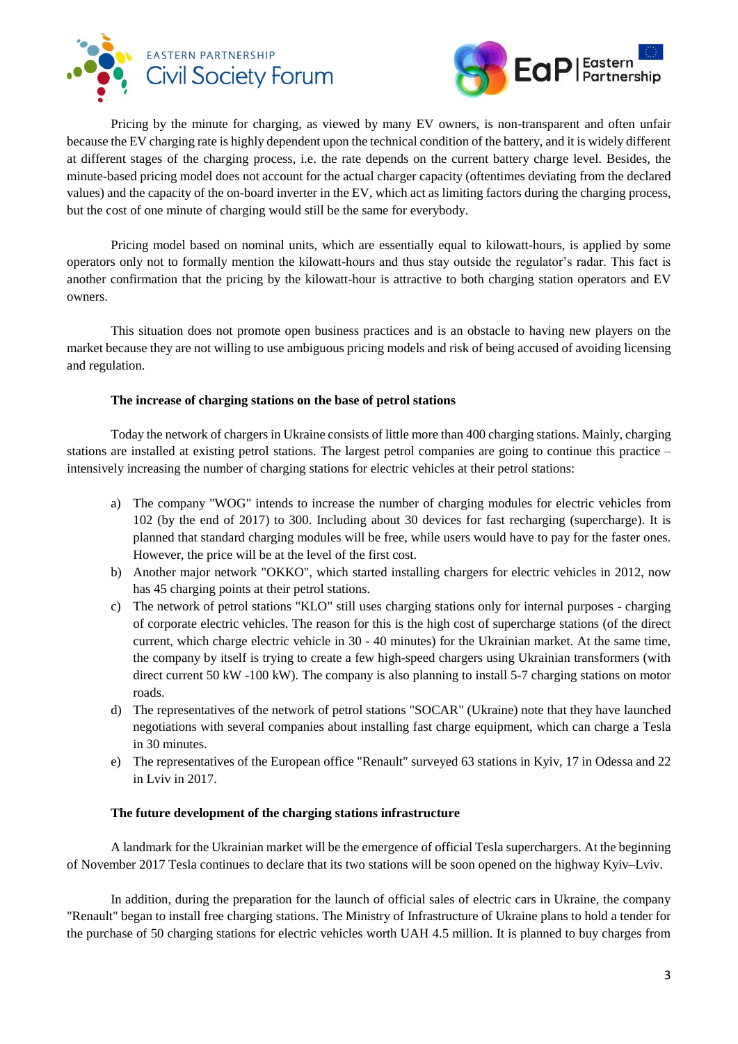Pricing by the minute for charging, as viewed by many EV owners, is non-transparent and often unfair because the EV charging rate is highly dependent upon the technical condition of the battery, and it is widely different at different stages of the charging process, i.e. the rate depends on the current battery charge level. Besides, the minute-based pricing model does not account for the actual charger capacity (oftentimes deviating from the declared values) and the capacity of the on-board inverter in the EV, which act as limiting factors during the charging process, but the cost of one minute of charging would still be the same for everybody.

Pricing model based on nominal units, which are essentially equal to kilowatt-hours, is applied by some operators only not to formally mention the kilowatt-hours and thus stay outside the regulator's radar. This fact is another confirmation that the pricing by the kilowatt-hour is attractive to both charging station operators and EV owners.

This situation does not promote open business practices and is an obstacle to having new players on the market because they are not willing to use ambiguous pricing models and risk of being accused of avoiding licensing and regulation.

**The increase of charging stations on the base of petrol stations**

Today the network of chargers in Ukraine consists of little more than 400 charging stations. Mainly, charging stations are installed at existing petrol stations. The largest petrol companies are going to continue this practice – intensively increasing the number of charging stations for electric vehicles at their petrol stations:

a) The company "WOG" intends to increase the number of charging modules for electric vehicles from 102 (by the end of 2017) to 300. Including about 30 devices for fast recharging (supercharge). It is planned that standard charging modules will be free, while users would have to pay for the faster ones. However, the price will be at the level of the first cost.
b) Another major network "OKKO", which started installing chargers for electric vehicles in 2012, now has 45 charging points at their petrol stations.
c) The network of petrol stations "KLO" still uses charging stations only for internal purposes - charging of corporate electric vehicles. The reason for this is the high cost of supercharge stations (of the direct current, which charge electric vehicle in 30 - 40 minutes) for the Ukrainian market. At the same time, the company by itself is trying to create a few high-speed chargers using Ukrainian transformers (with direct current 50 kW -100 kW). The company is also planning to install 5-7 charging stations on motor roads.
d) The representatives of the network of petrol stations "SOCAR" (Ukraine) note that they have launched negotiations with several companies about installing fast charge equipment, which can charge a Tesla in 30 minutes.
e) The representatives of the European office "Renault" surveyed 63 stations in Kyiv, 17 in Odessa and 22 in Lviv in 2017.

**The future development of the charging stations infrastructure**

A landmark for the Ukrainian market will be the emergence of official Tesla superchargers. At the beginning of November 2017 Tesla continues to declare that its two stations will be soon opened on the highway Kyiv–Lviv.

In addition, during the preparation for the launch of official sales of electric cars in Ukraine, the company "Renault" began to install free charging stations. The Ministry of Infrastructure of Ukraine plans to hold a tender for the purchase of 50 charging stations for electric vehicles worth UAH 4.5 million. It is planned to buy charges from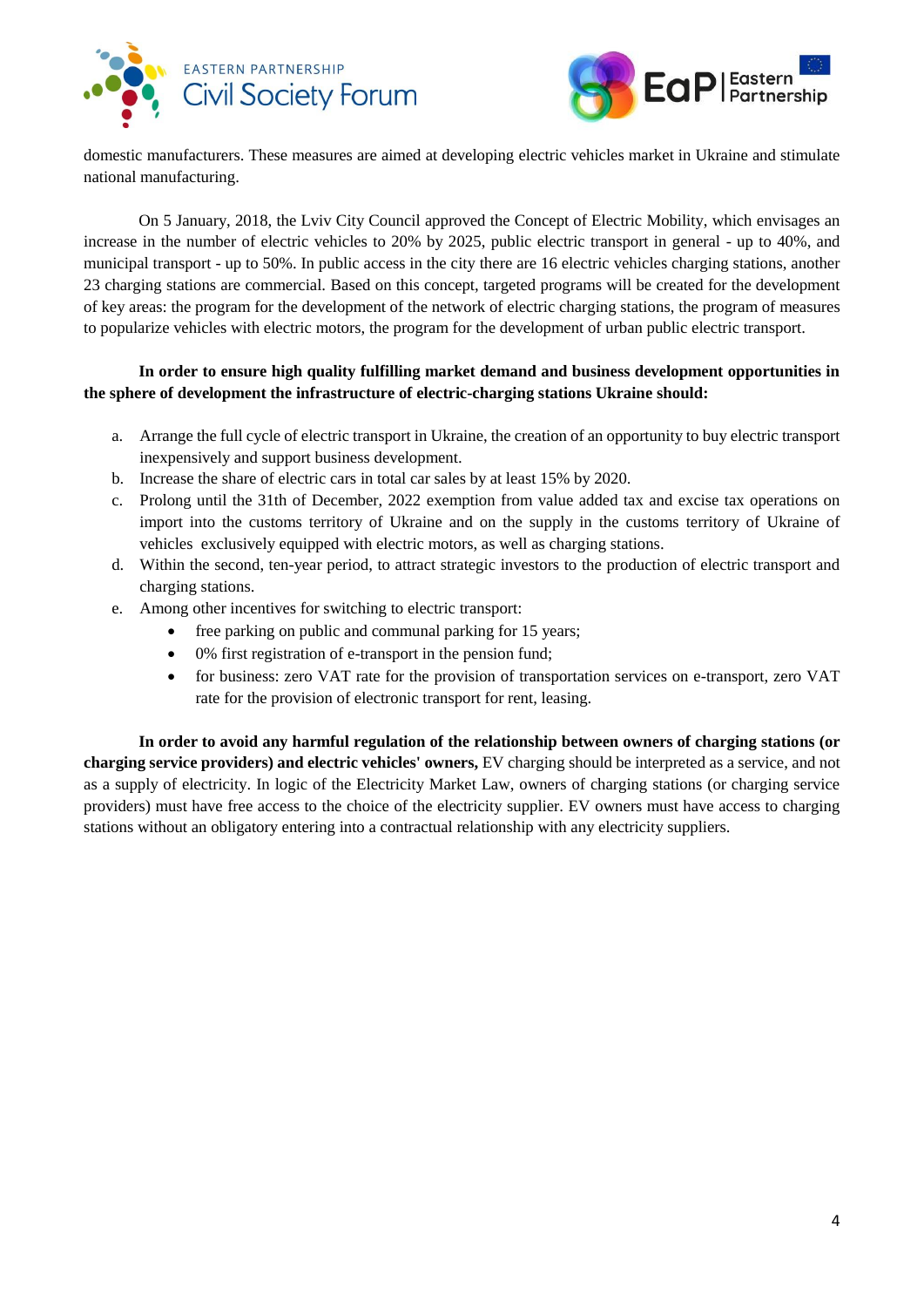domestic manufacturers. These measures are aimed at developing electric vehicles market in Ukraine and stimulate national manufacturing.

On 5 January, 2018, the Lviv City Council approved the Concept of Electric Mobility, which envisages an increase in the number of electric vehicles to 20% by 2025, public electric transport in general - up to 40%, and municipal transport - up to 50%. In public access in the city there are 16 electric vehicles charging stations, another 23 charging stations are commercial. Based on this concept, targeted programs will be created for the development of key areas: the program for the development of the network of electric charging stations, the program of measures to popularize vehicles with electric motors, the program for the development of urban public electric transport.

**In order to ensure high quality fulfilling market demand and business development opportunities in the sphere of development the infrastructure of electric-charging stations Ukraine should:**

a. Arrange the full cycle of electric transport in Ukraine, the creation of an opportunity to buy electric transport inexpensively and support business development.
b. Increase the share of electric cars in total car sales by at least 15% by 2020.
c. Prolong until the 31th of December, 2022 exemption from value added tax and excise tax operations on import into the customs territory of Ukraine and on the supply in the customs territory of Ukraine of vehicles exclusively equipped with electric motors, as well as charging stations.
d. Within the second, ten-year period, to attract strategic investors to the production of electric transport and charging stations.
e. Among other incentives for switching to electric transport:
   - free parking on public and communal parking for 15 years;
   - 0% first registration of e-transport in the pension fund;
   - for business: zero VAT rate for the provision of transportation services on e-transport, zero VAT rate for the provision of electronic transport for rent, leasing.

**In order to avoid any harmful regulation of the relationship between owners of charging stations (or charging service providers) and electric vehicles' owners,** EV charging should be interpreted as a service, and not as a supply of electricity. In logic of the Electricity Market Law, owners of charging stations (or charging service providers) must have free access to the choice of the electricity supplier. EV owners must have access to charging stations without an obligatory entering into a contractual relationship with any electricity suppliers.